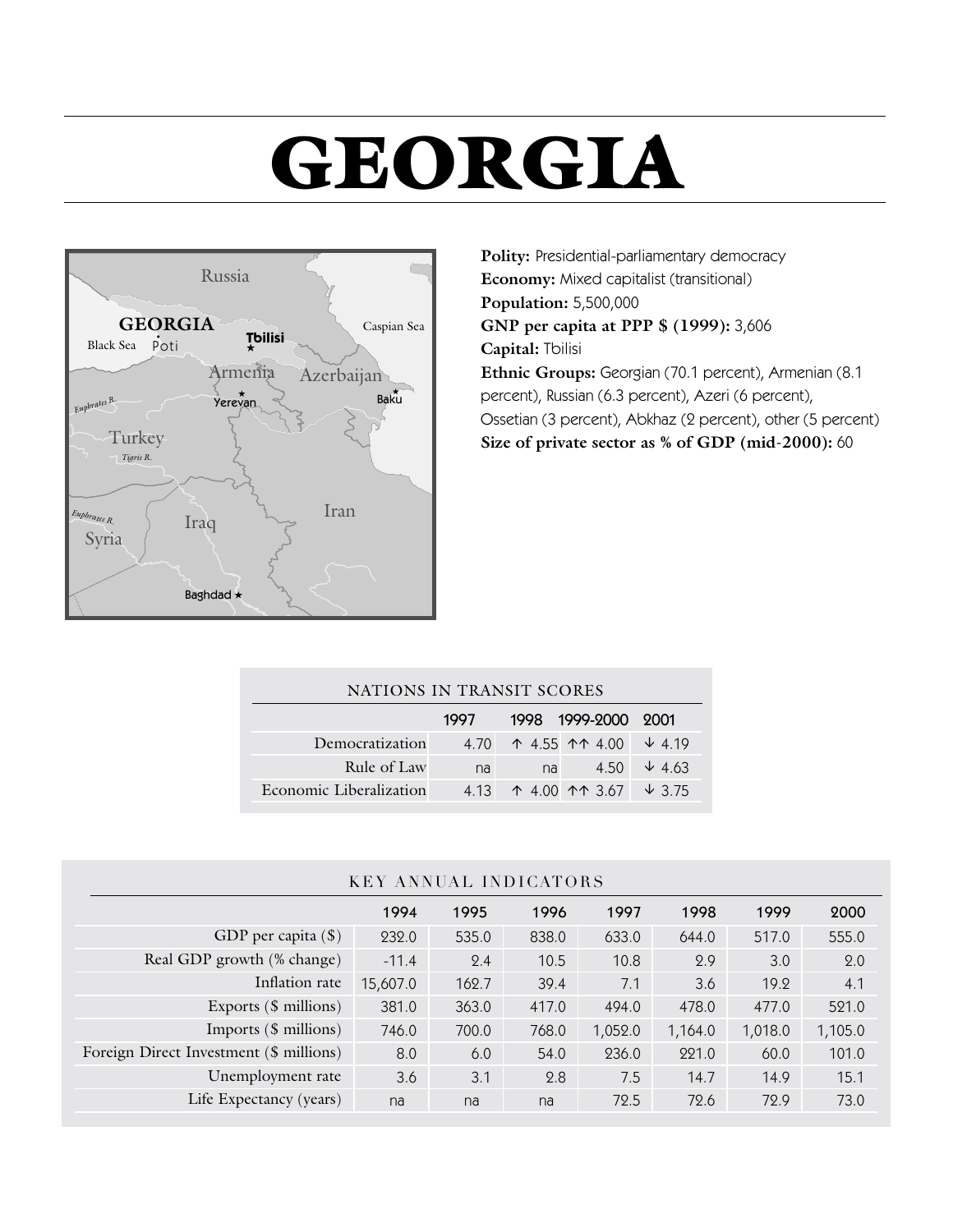# GEORGIA

**Polity:** Presidential-parliamentary democracy
**Economy:** Mixed capitalist (transitional)
**Population:** 5,500,000
**GNP per capita at PPP $ (1999):** 3,606
**Capital:** Tbilisi
**Ethnic Groups:** Georgian (70.1 percent), Armenian (8.1 percent), Russian (6.3 percent), Azeri (6 percent), Ossetian (3 percent), Abkhaz (2 percent), other (5 percent)
**Size of private sector as % of GDP (mid-2000):** 60

NATIONS IN TRANSIT SCORES

| | 1997 | 1998 | 1999-2000 | 2001 |
|---|---|---|---|---|
| Democratization | 4.70 | ↑ 4.55 | ↑↑ 4.00 | ↓ 4.19 |
| Rule of Law | na | na | 4.50 | ↓ 4.63 |
| Economic Liberalization | 4.13 | ↑ 4.00 | ↑↑ 3.67 | ↓ 3.75 |

KEY ANNUAL INDICATORS

| | 1994 | 1995 | 1996 | 1997 | 1998 | 1999 | 2000 |
|---|---|---|---|---|---|---|---|
| GDP per capita ($) | 232.0 | 535.0 | 838.0 | 633.0 | 644.0 | 517.0 | 555.0 |
| Real GDP growth (% change) | -11.4 | 2.4 | 10.5 | 10.8 | 2.9 | 3.0 | 2.0 |
| Inflation rate | 15,607.0 | 162.7 | 39.4 | 7.1 | 3.6 | 19.2 | 4.1 |
| Exports ($ millions) | 381.0 | 363.0 | 417.0 | 494.0 | 478.0 | 477.0 | 521.0 |
| Imports ($ millions) | 746.0 | 700.0 | 768.0 | 1,052.0 | 1,164.0 | 1,018.0 | 1,105.0 |
| Foreign Direct Investment ($ millions) | 8.0 | 6.0 | 54.0 | 236.0 | 221.0 | 60.0 | 101.0 |
| Unemployment rate | 3.6 | 3.1 | 2.8 | 7.5 | 14.7 | 14.9 | 15.1 |
| Life Expectancy (years) | na | na | na | 72.5 | 72.6 | 72.9 | 73.0 |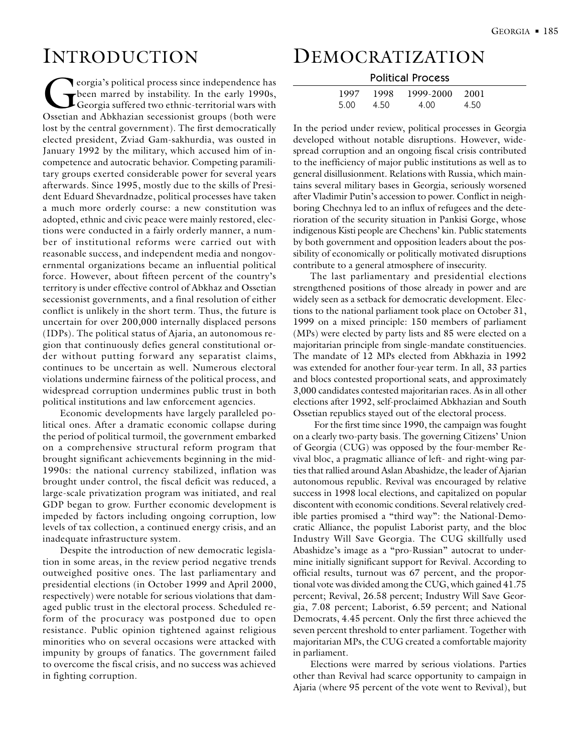# Introduction

Georgia's political process since independence has been marred by instability. In the early 1990s, Georgia suffered two ethnic-territorial wars with Ossetian and Abkhazian secessionist groups (both were lost by the central government). The first democratically elected president, Zviad Gam-sakhurdia, was ousted in January 1992 by the military, which accused him of incompetence and autocratic behavior. Competing paramilitary groups exerted considerable power for several years afterwards. Since 1995, mostly due to the skills of President Eduard Shevardnadze, political processes have taken a much more orderly course: a new constitution was adopted, ethnic and civic peace were mainly restored, elections were conducted in a fairly orderly manner, a number of institutional reforms were carried out with reasonable success, and independent media and nongovernmental organizations became an influential political force. However, about fifteen percent of the country's territory is under effective control of Abkhaz and Ossetian secessionist governments, and a final resolution of either conflict is unlikely in the short term. Thus, the future is uncertain for over 200,000 internally displaced persons (IDPs). The political status of Ajaria, an autonomous region that continuously defies general constitutional order without putting forward any separatist claims, continues to be uncertain as well. Numerous electoral violations undermine fairness of the political process, and widespread corruption undermines public trust in both political institutions and law enforcement agencies.

Economic developments have largely paralleled political ones. After a dramatic economic collapse during the period of political turmoil, the government embarked on a comprehensive structural reform program that brought significant achievements beginning in the mid-1990s: the national currency stabilized, inflation was brought under control, the fiscal deficit was reduced, a large-scale privatization program was initiated, and real GDP began to grow. Further economic development is impeded by factors including ongoing corruption, low levels of tax collection, a continued energy crisis, and an inadequate infrastructure system.

Despite the introduction of new democratic legislation in some areas, in the review period negative trends outweighed positive ones. The last parliamentary and presidential elections (in October 1999 and April 2000, respectively) were notable for serious violations that damaged public trust in the electoral process. Scheduled reform of the procuracy was postponed due to open resistance. Public opinion tightened against religious minorities who on several occasions were attacked with impunity by groups of fanatics. The government failed to overcome the fiscal crisis, and no success was achieved in fighting corruption.

# Democratization

**Political Process**

| 1997 | 1998 | 1999-2000 | 2001 |
|---|---|---|---|
| 5.00 | 4.50 | 4.00 | 4.50 |

In the period under review, political processes in Georgia developed without notable disruptions. However, widespread corruption and an ongoing fiscal crisis contributed to the inefficiency of major public institutions as well as to general disillusionment. Relations with Russia, which maintains several military bases in Georgia, seriously worsened after Vladimir Putin's accession to power. Conflict in neighboring Chechnya led to an influx of refugees and the deterioration of the security situation in Pankisi Gorge, whose indigenous Kisti people are Chechens' kin. Public statements by both government and opposition leaders about the possibility of economically or politically motivated disruptions contribute to a general atmosphere of insecurity.

The last parliamentary and presidential elections strengthened positions of those already in power and are widely seen as a setback for democratic development. Elections to the national parliament took place on October 31, 1999 on a mixed principle: 150 members of parliament (MPs) were elected by party lists and 85 were elected on a majoritarian principle from single-mandate constituencies. The mandate of 12 MPs elected from Abkhazia in 1992 was extended for another four-year term. In all, 33 parties and blocs contested proportional seats, and approximately 3,000 candidates contested majoritarian races. As in all other elections after 1992, self-proclaimed Abkhazian and South Ossetian republics stayed out of the electoral process.

For the first time since 1990, the campaign was fought on a clearly two-party basis. The governing Citizens' Union of Georgia (CUG) was opposed by the four-member Revival bloc, a pragmatic alliance of left- and right-wing parties that rallied around Aslan Abashidze, the leader of Ajarian autonomous republic. Revival was encouraged by relative success in 1998 local elections, and capitalized on popular discontent with economic conditions. Several relatively credible parties promised a "third way": the National-Democratic Alliance, the populist Laborist party, and the bloc Industry Will Save Georgia. The CUG skillfully used Abashidze's image as a "pro-Russian" autocrat to undermine initially significant support for Revival. According to official results, turnout was 67 percent, and the proportional vote was divided among the CUG, which gained 41.75 percent; Revival, 26.58 percent; Industry Will Save Georgia, 7.08 percent; Laborist, 6.59 percent; and National Democrats, 4.45 percent. Only the first three achieved the seven percent threshold to enter parliament. Together with majoritarian MPs, the CUG created a comfortable majority in parliament.

Elections were marred by serious violations. Parties other than Revival had scarce opportunity to campaign in Ajaria (where 95 percent of the vote went to Revival), but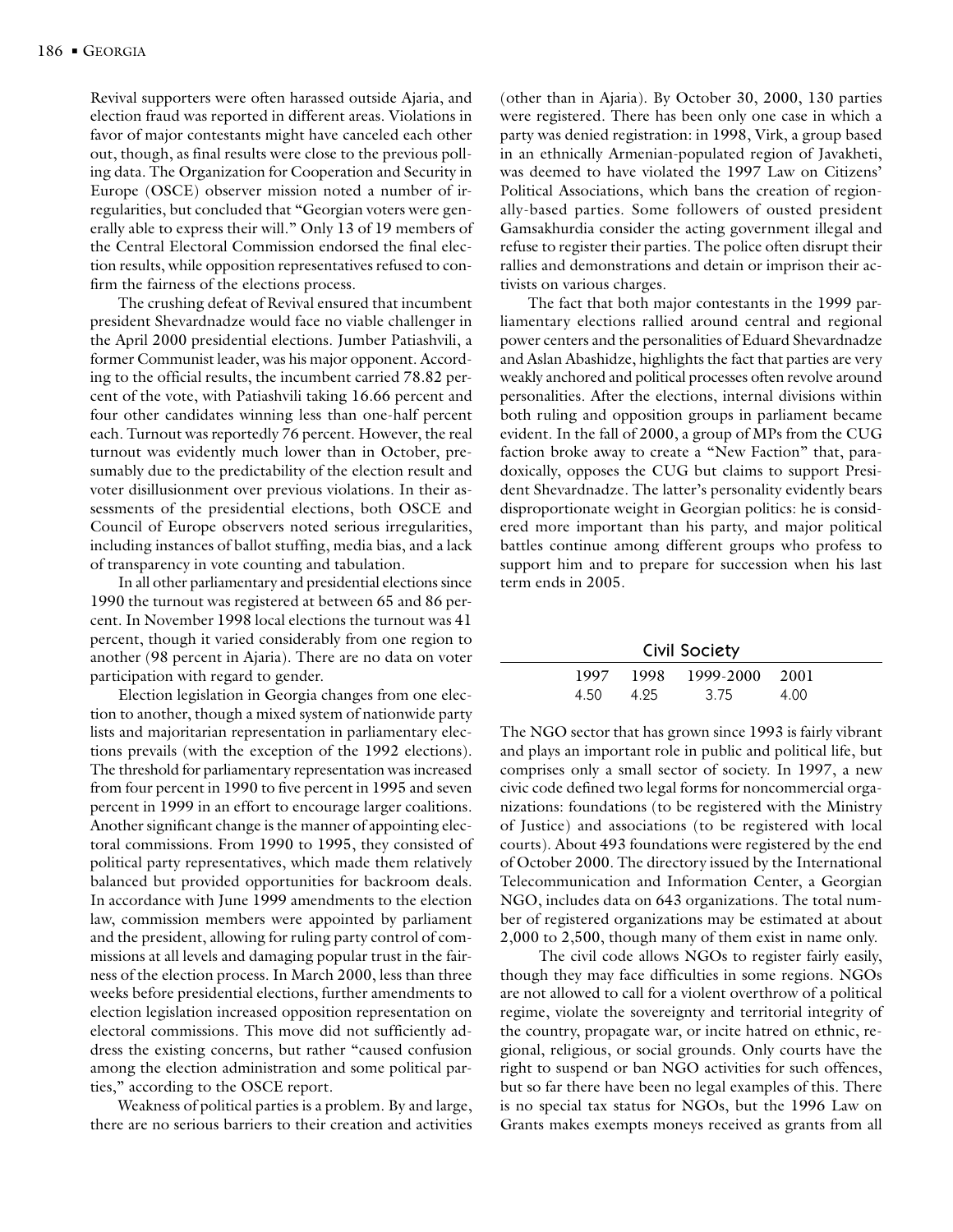Revival supporters were often harassed outside Ajaria, and election fraud was reported in different areas. Violations in favor of major contestants might have canceled each other out, though, as final results were close to the previous polling data. The Organization for Cooperation and Security in Europe (OSCE) observer mission noted a number of irregularities, but concluded that "Georgian voters were generally able to express their will." Only 13 of 19 members of the Central Electoral Commission endorsed the final election results, while opposition representatives refused to confirm the fairness of the elections process.

The crushing defeat of Revival ensured that incumbent president Shevardnadze would face no viable challenger in the April 2000 presidential elections. Jumber Patiashvili, a former Communist leader, was his major opponent. According to the official results, the incumbent carried 78.82 percent of the vote, with Patiashvili taking 16.66 percent and four other candidates winning less than one-half percent each. Turnout was reportedly 76 percent. However, the real turnout was evidently much lower than in October, presumably due to the predictability of the election result and voter disillusionment over previous violations. In their assessments of the presidential elections, both OSCE and Council of Europe observers noted serious irregularities, including instances of ballot stuffing, media bias, and a lack of transparency in vote counting and tabulation.

In all other parliamentary and presidential elections since 1990 the turnout was registered at between 65 and 86 percent. In November 1998 local elections the turnout was 41 percent, though it varied considerably from one region to another (98 percent in Ajaria). There are no data on voter participation with regard to gender.

Election legislation in Georgia changes from one election to another, though a mixed system of nationwide party lists and majoritarian representation in parliamentary elections prevails (with the exception of the 1992 elections). The threshold for parliamentary representation was increased from four percent in 1990 to five percent in 1995 and seven percent in 1999 in an effort to encourage larger coalitions. Another significant change is the manner of appointing electoral commissions. From 1990 to 1995, they consisted of political party representatives, which made them relatively balanced but provided opportunities for backroom deals. In accordance with June 1999 amendments to the election law, commission members were appointed by parliament and the president, allowing for ruling party control of commissions at all levels and damaging popular trust in the fairness of the election process. In March 2000, less than three weeks before presidential elections, further amendments to election legislation increased opposition representation on electoral commissions. This move did not sufficiently address the existing concerns, but rather "caused confusion among the election administration and some political parties," according to the OSCE report.

Weakness of political parties is a problem. By and large, there are no serious barriers to their creation and activities (other than in Ajaria). By October 30, 2000, 130 parties were registered. There has been only one case in which a party was denied registration: in 1998, Virk, a group based in an ethnically Armenian-populated region of Javakheti, was deemed to have violated the 1997 Law on Citizens' Political Associations, which bans the creation of regionally-based parties. Some followers of ousted president Gamsakhurdia consider the acting government illegal and refuse to register their parties. The police often disrupt their rallies and demonstrations and detain or imprison their activists on various charges.

The fact that both major contestants in the 1999 parliamentary elections rallied around central and regional power centers and the personalities of Eduard Shevardnadze and Aslan Abashidze, highlights the fact that parties are very weakly anchored and political processes often revolve around personalities. After the elections, internal divisions within both ruling and opposition groups in parliament became evident. In the fall of 2000, a group of MPs from the CUG faction broke away to create a "New Faction" that, paradoxically, opposes the CUG but claims to support President Shevardnadze. The latter's personality evidently bears disproportionate weight in Georgian politics: he is considered more important than his party, and major political battles continue among different groups who profess to support him and to prepare for succession when his last term ends in 2005.

## Civil Society

| 1997 | 1998 | 1999-2000 | 2001 |
|---|---|---|---|
| 4.50 | 4.25 | 3.75 | 4.00 |

The NGO sector that has grown since 1993 is fairly vibrant and plays an important role in public and political life, but comprises only a small sector of society. In 1997, a new civic code defined two legal forms for noncommercial organizations: foundations (to be registered with the Ministry of Justice) and associations (to be registered with local courts). About 493 foundations were registered by the end of October 2000. The directory issued by the International Telecommunication and Information Center, a Georgian NGO, includes data on 643 organizations. The total number of registered organizations may be estimated at about 2,000 to 2,500, though many of them exist in name only.

The civil code allows NGOs to register fairly easily, though they may face difficulties in some regions. NGOs are not allowed to call for a violent overthrow of a political regime, violate the sovereignty and territorial integrity of the country, propagate war, or incite hatred on ethnic, regional, religious, or social grounds. Only courts have the right to suspend or ban NGO activities for such offences, but so far there have been no legal examples of this. There is no special tax status for NGOs, but the 1996 Law on Grants makes exempts moneys received as grants from all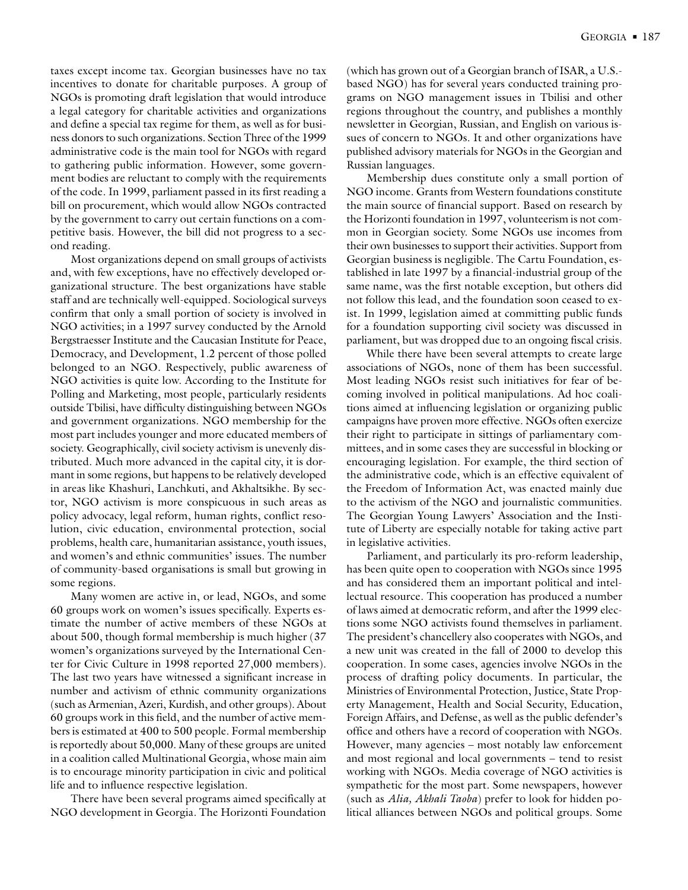taxes except income tax. Georgian businesses have no tax incentives to donate for charitable purposes. A group of NGOs is promoting draft legislation that would introduce a legal category for charitable activities and organizations and define a special tax regime for them, as well as for business donors to such organizations. Section Three of the 1999 administrative code is the main tool for NGOs with regard to gathering public information. However, some government bodies are reluctant to comply with the requirements of the code. In 1999, parliament passed in its first reading a bill on procurement, which would allow NGOs contracted by the government to carry out certain functions on a competitive basis. However, the bill did not progress to a second reading.

Most organizations depend on small groups of activists and, with few exceptions, have no effectively developed organizational structure. The best organizations have stable staff and are technically well-equipped. Sociological surveys confirm that only a small portion of society is involved in NGO activities; in a 1997 survey conducted by the Arnold Bergstraesser Institute and the Caucasian Institute for Peace, Democracy, and Development, 1.2 percent of those polled belonged to an NGO. Respectively, public awareness of NGO activities is quite low. According to the Institute for Polling and Marketing, most people, particularly residents outside Tbilisi, have difficulty distinguishing between NGOs and government organizations. NGO membership for the most part includes younger and more educated members of society. Geographically, civil society activism is unevenly distributed. Much more advanced in the capital city, it is dormant in some regions, but happens to be relatively developed in areas like Khashuri, Lanchkuti, and Akhaltsikhe. By sector, NGO activism is more conspicuous in such areas as policy advocacy, legal reform, human rights, conflict resolution, civic education, environmental protection, social problems, health care, humanitarian assistance, youth issues, and women's and ethnic communities' issues. The number of community-based organisations is small but growing in some regions.

Many women are active in, or lead, NGOs, and some 60 groups work on women's issues specifically. Experts estimate the number of active members of these NGOs at about 500, though formal membership is much higher (37 women's organizations surveyed by the International Center for Civic Culture in 1998 reported 27,000 members). The last two years have witnessed a significant increase in number and activism of ethnic community organizations (such as Armenian, Azeri, Kurdish, and other groups). About 60 groups work in this field, and the number of active members is estimated at 400 to 500 people. Formal membership is reportedly about 50,000. Many of these groups are united in a coalition called Multinational Georgia, whose main aim is to encourage minority participation in civic and political life and to influence respective legislation.

There have been several programs aimed specifically at NGO development in Georgia. The Horizonti Foundation (which has grown out of a Georgian branch of ISAR, a U.S.-based NGO) has for several years conducted training programs on NGO management issues in Tbilisi and other regions throughout the country, and publishes a monthly newsletter in Georgian, Russian, and English on various issues of concern to NGOs. It and other organizations have published advisory materials for NGOs in the Georgian and Russian languages.

Membership dues constitute only a small portion of NGO income. Grants from Western foundations constitute the main source of financial support. Based on research by the Horizonti foundation in 1997, volunteerism is not common in Georgian society. Some NGOs use incomes from their own businesses to support their activities. Support from Georgian business is negligible. The Cartu Foundation, established in late 1997 by a financial-industrial group of the same name, was the first notable exception, but others did not follow this lead, and the foundation soon ceased to exist. In 1999, legislation aimed at committing public funds for a foundation supporting civil society was discussed in parliament, but was dropped due to an ongoing fiscal crisis.

While there have been several attempts to create large associations of NGOs, none of them has been successful. Most leading NGOs resist such initiatives for fear of becoming involved in political manipulations. Ad hoc coalitions aimed at influencing legislation or organizing public campaigns have proven more effective. NGOs often exercize their right to participate in sittings of parliamentary committees, and in some cases they are successful in blocking or encouraging legislation. For example, the third section of the administrative code, which is an effective equivalent of the Freedom of Information Act, was enacted mainly due to the activism of the NGO and journalistic communities. The Georgian Young Lawyers' Association and the Institute of Liberty are especially notable for taking active part in legislative activities.

Parliament, and particularly its pro-reform leadership, has been quite open to cooperation with NGOs since 1995 and has considered them an important political and intellectual resource. This cooperation has produced a number of laws aimed at democratic reform, and after the 1999 elections some NGO activists found themselves in parliament. The president's chancellery also cooperates with NGOs, and a new unit was created in the fall of 2000 to develop this cooperation. In some cases, agencies involve NGOs in the process of drafting policy documents. In particular, the Ministries of Environmental Protection, Justice, State Property Management, Health and Social Security, Education, Foreign Affairs, and Defense, as well as the public defender's office and others have a record of cooperation with NGOs. However, many agencies – most notably law enforcement and most regional and local governments – tend to resist working with NGOs. Media coverage of NGO activities is sympathetic for the most part. Some newspapers, however (such as *Alia, Akhali Taoba*) prefer to look for hidden political alliances between NGOs and political groups. Some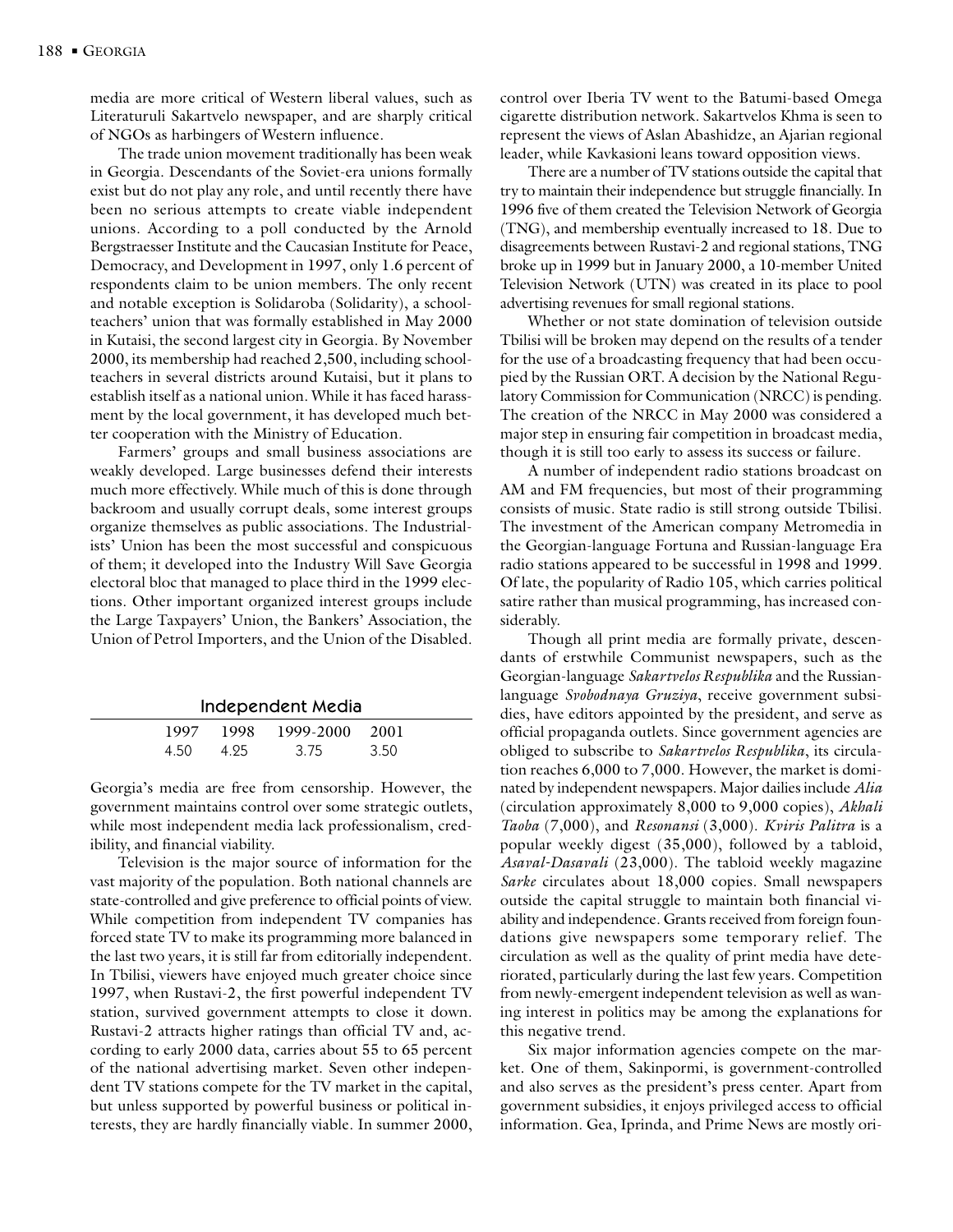media are more critical of Western liberal values, such as Literaturuli Sakartvelo newspaper, and are sharply critical of NGOs as harbingers of Western influence.

The trade union movement traditionally has been weak in Georgia. Descendants of the Soviet-era unions formally exist but do not play any role, and until recently there have been no serious attempts to create viable independent unions. According to a poll conducted by the Arnold Bergstraesser Institute and the Caucasian Institute for Peace, Democracy, and Development in 1997, only 1.6 percent of respondents claim to be union members. The only recent and notable exception is Solidaroba (Solidarity), a schoolteachers' union that was formally established in May 2000 in Kutaisi, the second largest city in Georgia. By November 2000, its membership had reached 2,500, including schoolteachers in several districts around Kutaisi, but it plans to establish itself as a national union. While it has faced harassment by the local government, it has developed much better cooperation with the Ministry of Education.

Farmers' groups and small business associations are weakly developed. Large businesses defend their interests much more effectively. While much of this is done through backroom and usually corrupt deals, some interest groups organize themselves as public associations. The Industrialists' Union has been the most successful and conspicuous of them; it developed into the Industry Will Save Georgia electoral bloc that managed to place third in the 1999 elections. Other important organized interest groups include the Large Taxpayers' Union, the Bankers' Association, the Union of Petrol Importers, and the Union of the Disabled.

## Independent Media

| 1997 | 1998 | 1999-2000 | 2001 |
|---|---|---|---|
| 4.50 | 4.25 | 3.75 | 3.50 |

Georgia's media are free from censorship. However, the government maintains control over some strategic outlets, while most independent media lack professionalism, credibility, and financial viability.

Television is the major source of information for the vast majority of the population. Both national channels are state-controlled and give preference to official points of view. While competition from independent TV companies has forced state TV to make its programming more balanced in the last two years, it is still far from editorially independent. In Tbilisi, viewers have enjoyed much greater choice since 1997, when Rustavi-2, the first powerful independent TV station, survived government attempts to close it down. Rustavi-2 attracts higher ratings than official TV and, according to early 2000 data, carries about 55 to 65 percent of the national advertising market. Seven other independent TV stations compete for the TV market in the capital, but unless supported by powerful business or political interests, they are hardly financially viable. In summer 2000, control over Iberia TV went to the Batumi-based Omega cigarette distribution network. Sakartvelos Khma is seen to represent the views of Aslan Abashidze, an Ajarian regional leader, while Kavkasioni leans toward opposition views.

There are a number of TV stations outside the capital that try to maintain their independence but struggle financially. In 1996 five of them created the Television Network of Georgia (TNG), and membership eventually increased to 18. Due to disagreements between Rustavi-2 and regional stations, TNG broke up in 1999 but in January 2000, a 10-member United Television Network (UTN) was created in its place to pool advertising revenues for small regional stations.

Whether or not state domination of television outside Tbilisi will be broken may depend on the results of a tender for the use of a broadcasting frequency that had been occupied by the Russian ORT. A decision by the National Regulatory Commission for Communication (NRCC) is pending. The creation of the NRCC in May 2000 was considered a major step in ensuring fair competition in broadcast media, though it is still too early to assess its success or failure.

A number of independent radio stations broadcast on AM and FM frequencies, but most of their programming consists of music. State radio is still strong outside Tbilisi. The investment of the American company Metromedia in the Georgian-language Fortuna and Russian-language Era radio stations appeared to be successful in 1998 and 1999. Of late, the popularity of Radio 105, which carries political satire rather than musical programming, has increased considerably.

Though all print media are formally private, descendants of erstwhile Communist newspapers, such as the Georgian-language *Sakartvelos Respublika* and the Russian-language *Svobodnaya Gruziya*, receive government subsidies, have editors appointed by the president, and serve as official propaganda outlets. Since government agencies are obliged to subscribe to *Sakartvelos Respublika*, its circulation reaches 6,000 to 7,000. However, the market is dominated by independent newspapers. Major dailies include *Alia* (circulation approximately 8,000 to 9,000 copies), *Akhali Taoba* (7,000), and *Resonansi* (3,000). *Kviris Palitra* is a popular weekly digest (35,000), followed by a tabloid, *Asaval-Dasavali* (23,000). The tabloid weekly magazine *Sarke* circulates about 18,000 copies. Small newspapers outside the capital struggle to maintain both financial viability and independence. Grants received from foreign foundations give newspapers some temporary relief. The circulation as well as the quality of print media have deteriorated, particularly during the last few years. Competition from newly-emergent independent television as well as waning interest in politics may be among the explanations for this negative trend.

Six major information agencies compete on the market. One of them, Sakinpormi, is government-controlled and also serves as the president's press center. Apart from government subsidies, it enjoys privileged access to official information. Gea, Iprinda, and Prime News are mostly ori-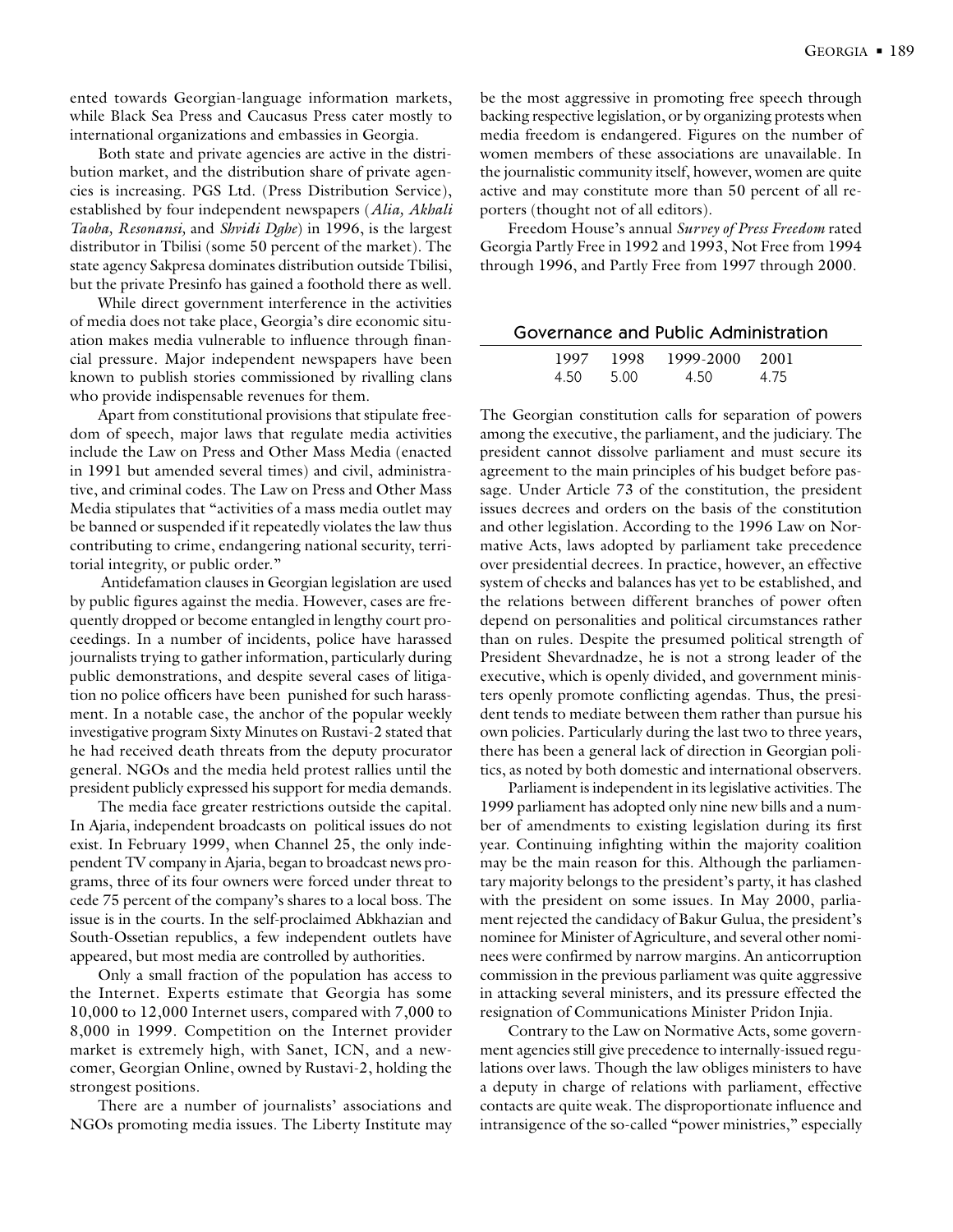ented towards Georgian-language information markets, while Black Sea Press and Caucasus Press cater mostly to international organizations and embassies in Georgia.

Both state and private agencies are active in the distribution market, and the distribution share of private agencies is increasing. PGS Ltd. (Press Distribution Service), established by four independent newspapers (*Alia, Akhali Taoba, Resonansi,* and *Shvidi Dghe*) in 1996, is the largest distributor in Tbilisi (some 50 percent of the market). The state agency Sakpresa dominates distribution outside Tbilisi, but the private Presinfo has gained a foothold there as well.

While direct government interference in the activities of media does not take place, Georgia's dire economic situation makes media vulnerable to influence through financial pressure. Major independent newspapers have been known to publish stories commissioned by rivalling clans who provide indispensable revenues for them.

Apart from constitutional provisions that stipulate freedom of speech, major laws that regulate media activities include the Law on Press and Other Mass Media (enacted in 1991 but amended several times) and civil, administrative, and criminal codes. The Law on Press and Other Mass Media stipulates that "activities of a mass media outlet may be banned or suspended if it repeatedly violates the law thus contributing to crime, endangering national security, territorial integrity, or public order."

Antidefamation clauses in Georgian legislation are used by public figures against the media. However, cases are frequently dropped or become entangled in lengthy court proceedings. In a number of incidents, police have harassed journalists trying to gather information, particularly during public demonstrations, and despite several cases of litigation no police officers have been punished for such harassment. In a notable case, the anchor of the popular weekly investigative program Sixty Minutes on Rustavi-2 stated that he had received death threats from the deputy procurator general. NGOs and the media held protest rallies until the president publicly expressed his support for media demands.

The media face greater restrictions outside the capital. In Ajaria, independent broadcasts on political issues do not exist. In February 1999, when Channel 25, the only independent TV company in Ajaria, began to broadcast news programs, three of its four owners were forced under threat to cede 75 percent of the company's shares to a local boss. The issue is in the courts. In the self-proclaimed Abkhazian and South-Ossetian republics, a few independent outlets have appeared, but most media are controlled by authorities.

Only a small fraction of the population has access to the Internet. Experts estimate that Georgia has some 10,000 to 12,000 Internet users, compared with 7,000 to 8,000 in 1999. Competition on the Internet provider market is extremely high, with Sanet, ICN, and a newcomer, Georgian Online, owned by Rustavi-2, holding the strongest positions.

There are a number of journalists' associations and NGOs promoting media issues. The Liberty Institute may be the most aggressive in promoting free speech through backing respective legislation, or by organizing protests when media freedom is endangered. Figures on the number of women members of these associations are unavailable. In the journalistic community itself, however, women are quite active and may constitute more than 50 percent of all reporters (thought not of all editors).

Freedom House's annual *Survey of Press Freedom* rated Georgia Partly Free in 1992 and 1993, Not Free from 1994 through 1996, and Partly Free from 1997 through 2000.

## Governance and Public Administration

| 1997 | 1998 | 1999-2000 | 2001 |
|---|---|---|---|
| 4.50 | 5.00 | 4.50 | 4.75 |

The Georgian constitution calls for separation of powers among the executive, the parliament, and the judiciary. The president cannot dissolve parliament and must secure its agreement to the main principles of his budget before passage. Under Article 73 of the constitution, the president issues decrees and orders on the basis of the constitution and other legislation. According to the 1996 Law on Normative Acts, laws adopted by parliament take precedence over presidential decrees. In practice, however, an effective system of checks and balances has yet to be established, and the relations between different branches of power often depend on personalities and political circumstances rather than on rules. Despite the presumed political strength of President Shevardnadze, he is not a strong leader of the executive, which is openly divided, and government ministers openly promote conflicting agendas. Thus, the president tends to mediate between them rather than pursue his own policies. Particularly during the last two to three years, there has been a general lack of direction in Georgian politics, as noted by both domestic and international observers.

Parliament is independent in its legislative activities. The 1999 parliament has adopted only nine new bills and a number of amendments to existing legislation during its first year. Continuing infighting within the majority coalition may be the main reason for this. Although the parliamentary majority belongs to the president's party, it has clashed with the president on some issues. In May 2000, parliament rejected the candidacy of Bakur Gulua, the president's nominee for Minister of Agriculture, and several other nominees were confirmed by narrow margins. An anticorruption commission in the previous parliament was quite aggressive in attacking several ministers, and its pressure effected the resignation of Communications Minister Pridon Injia.

Contrary to the Law on Normative Acts, some government agencies still give precedence to internally-issued regulations over laws. Though the law obliges ministers to have a deputy in charge of relations with parliament, effective contacts are quite weak. The disproportionate influence and intransigence of the so-called "power ministries," especially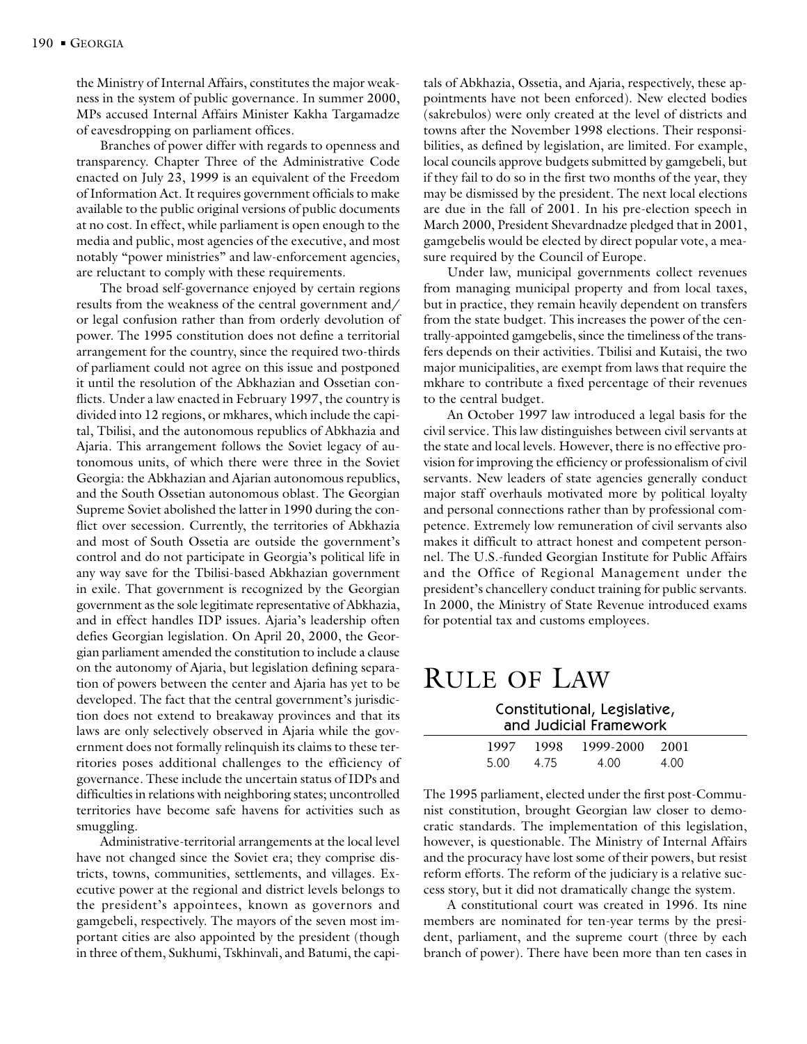the Ministry of Internal Affairs, constitutes the major weakness in the system of public governance. In summer 2000, MPs accused Internal Affairs Minister Kakha Targamadze of eavesdropping on parliament offices.

Branches of power differ with regards to openness and transparency. Chapter Three of the Administrative Code enacted on July 23, 1999 is an equivalent of the Freedom of Information Act. It requires government officials to make available to the public original versions of public documents at no cost. In effect, while parliament is open enough to the media and public, most agencies of the executive, and most notably "power ministries" and law-enforcement agencies, are reluctant to comply with these requirements.

The broad self-governance enjoyed by certain regions results from the weakness of the central government and/or legal confusion rather than from orderly devolution of power. The 1995 constitution does not define a territorial arrangement for the country, since the required two-thirds of parliament could not agree on this issue and postponed it until the resolution of the Abkhazian and Ossetian conflicts. Under a law enacted in February 1997, the country is divided into 12 regions, or mkhares, which include the capital, Tbilisi, and the autonomous republics of Abkhazia and Ajaria. This arrangement follows the Soviet legacy of autonomous units, of which there were three in the Soviet Georgia: the Abkhazian and Ajarian autonomous republics, and the South Ossetian autonomous oblast. The Georgian Supreme Soviet abolished the latter in 1990 during the conflict over secession. Currently, the territories of Abkhazia and most of South Ossetia are outside the government's control and do not participate in Georgia's political life in any way save for the Tbilisi-based Abkhazian government in exile. That government is recognized by the Georgian government as the sole legitimate representative of Abkhazia, and in effect handles IDP issues. Ajaria's leadership often defies Georgian legislation. On April 20, 2000, the Georgian parliament amended the constitution to include a clause on the autonomy of Ajaria, but legislation defining separation of powers between the center and Ajaria has yet to be developed. The fact that the central government's jurisdiction does not extend to breakaway provinces and that its laws are only selectively observed in Ajaria while the government does not formally relinquish its claims to these territories poses additional challenges to the efficiency of governance. These include the uncertain status of IDPs and difficulties in relations with neighboring states; uncontrolled territories have become safe havens for activities such as smuggling.

Administrative-territorial arrangements at the local level have not changed since the Soviet era; they comprise districts, towns, communities, settlements, and villages. Executive power at the regional and district levels belongs to the president's appointees, known as governors and gamgebeli, respectively. The mayors of the seven most important cities are also appointed by the president (though in three of them, Sukhumi, Tskhinvali, and Batumi, the capitals of Abkhazia, Ossetia, and Ajaria, respectively, these appointments have not been enforced). New elected bodies (sakrebulos) were only created at the level of districts and towns after the November 1998 elections. Their responsibilities, as defined by legislation, are limited. For example, local councils approve budgets submitted by gamgebeli, but if they fail to do so in the first two months of the year, they may be dismissed by the president. The next local elections are due in the fall of 2001. In his pre-election speech in March 2000, President Shevardnadze pledged that in 2001, gamgebelis would be elected by direct popular vote, a measure required by the Council of Europe.

Under law, municipal governments collect revenues from managing municipal property and from local taxes, but in practice, they remain heavily dependent on transfers from the state budget. This increases the power of the centrally-appointed gamgebelis, since the timeliness of the transfers depends on their activities. Tbilisi and Kutaisi, the two major municipalities, are exempt from laws that require the mkhare to contribute a fixed percentage of their revenues to the central budget.

An October 1997 law introduced a legal basis for the civil service. This law distinguishes between civil servants at the state and local levels. However, there is no effective provision for improving the efficiency or professionalism of civil servants. New leaders of state agencies generally conduct major staff overhauls motivated more by political loyalty and personal connections rather than by professional competence. Extremely low remuneration of civil servants also makes it difficult to attract honest and competent personnel. The U.S.-funded Georgian Institute for Public Affairs and the Office of Regional Management under the president's chancellery conduct training for public servants. In 2000, the Ministry of State Revenue introduced exams for potential tax and customs employees.

# Rule of Law

**Constitutional, Legislative, and Judicial Framework**

| 1997 | 1998 | 1999-2000 | 2001 |
|---|---|---|---|
| 5.00 | 4.75 | 4.00 | 4.00 |

The 1995 parliament, elected under the first post-Communist constitution, brought Georgian law closer to democratic standards. The implementation of this legislation, however, is questionable. The Ministry of Internal Affairs and the procuracy have lost some of their powers, but resist reform efforts. The reform of the judiciary is a relative success story, but it did not dramatically change the system.

A constitutional court was created in 1996. Its nine members are nominated for ten-year terms by the president, parliament, and the supreme court (three by each branch of power). There have been more than ten cases in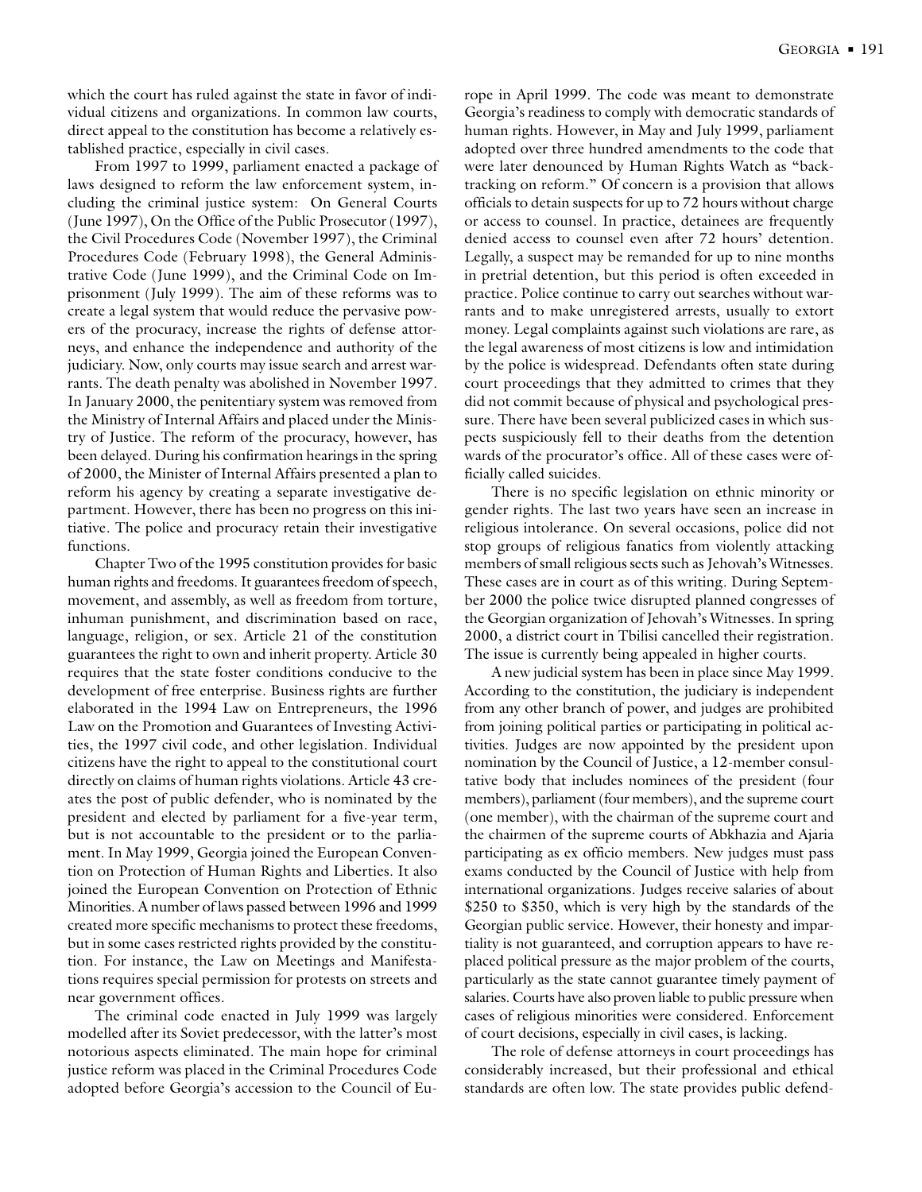which the court has ruled against the state in favor of individual citizens and organizations. In common law courts, direct appeal to the constitution has become a relatively established practice, especially in civil cases.

From 1997 to 1999, parliament enacted a package of laws designed to reform the law enforcement system, including the criminal justice system: On General Courts (June 1997), On the Office of the Public Prosecutor (1997), the Civil Procedures Code (November 1997), the Criminal Procedures Code (February 1998), the General Administrative Code (June 1999), and the Criminal Code on Imprisonment (July 1999). The aim of these reforms was to create a legal system that would reduce the pervasive powers of the procuracy, increase the rights of defense attorneys, and enhance the independence and authority of the judiciary. Now, only courts may issue search and arrest warrants. The death penalty was abolished in November 1997. In January 2000, the penitentiary system was removed from the Ministry of Internal Affairs and placed under the Ministry of Justice. The reform of the procuracy, however, has been delayed. During his confirmation hearings in the spring of 2000, the Minister of Internal Affairs presented a plan to reform his agency by creating a separate investigative department. However, there has been no progress on this initiative. The police and procuracy retain their investigative functions.

Chapter Two of the 1995 constitution provides for basic human rights and freedoms. It guarantees freedom of speech, movement, and assembly, as well as freedom from torture, inhuman punishment, and discrimination based on race, language, religion, or sex. Article 21 of the constitution guarantees the right to own and inherit property. Article 30 requires that the state foster conditions conducive to the development of free enterprise. Business rights are further elaborated in the 1994 Law on Entrepreneurs, the 1996 Law on the Promotion and Guarantees of Investing Activities, the 1997 civil code, and other legislation. Individual citizens have the right to appeal to the constitutional court directly on claims of human rights violations. Article 43 creates the post of public defender, who is nominated by the president and elected by parliament for a five-year term, but is not accountable to the president or to the parliament. In May 1999, Georgia joined the European Convention on Protection of Human Rights and Liberties. It also joined the European Convention on Protection of Ethnic Minorities. A number of laws passed between 1996 and 1999 created more specific mechanisms to protect these freedoms, but in some cases restricted rights provided by the constitution. For instance, the Law on Meetings and Manifestations requires special permission for protests on streets and near government offices.

The criminal code enacted in July 1999 was largely modelled after its Soviet predecessor, with the latter's most notorious aspects eliminated. The main hope for criminal justice reform was placed in the Criminal Procedures Code adopted before Georgia's accession to the Council of Europe in April 1999. The code was meant to demonstrate Georgia's readiness to comply with democratic standards of human rights. However, in May and July 1999, parliament adopted over three hundred amendments to the code that were later denounced by Human Rights Watch as "backtracking on reform." Of concern is a provision that allows officials to detain suspects for up to 72 hours without charge or access to counsel. In practice, detainees are frequently denied access to counsel even after 72 hours' detention. Legally, a suspect may be remanded for up to nine months in pretrial detention, but this period is often exceeded in practice. Police continue to carry out searches without warrants and to make unregistered arrests, usually to extort money. Legal complaints against such violations are rare, as the legal awareness of most citizens is low and intimidation by the police is widespread. Defendants often state during court proceedings that they admitted to crimes that they did not commit because of physical and psychological pressure. There have been several publicized cases in which suspects suspiciously fell to their deaths from the detention wards of the procurator's office. All of these cases were officially called suicides.

There is no specific legislation on ethnic minority or gender rights. The last two years have seen an increase in religious intolerance. On several occasions, police did not stop groups of religious fanatics from violently attacking members of small religious sects such as Jehovah's Witnesses. These cases are in court as of this writing. During September 2000 the police twice disrupted planned congresses of the Georgian organization of Jehovah's Witnesses. In spring 2000, a district court in Tbilisi cancelled their registration. The issue is currently being appealed in higher courts.

A new judicial system has been in place since May 1999. According to the constitution, the judiciary is independent from any other branch of power, and judges are prohibited from joining political parties or participating in political activities. Judges are now appointed by the president upon nomination by the Council of Justice, a 12-member consultative body that includes nominees of the president (four members), parliament (four members), and the supreme court (one member), with the chairman of the supreme court and the chairmen of the supreme courts of Abkhazia and Ajaria participating as ex officio members. New judges must pass exams conducted by the Council of Justice with help from international organizations. Judges receive salaries of about \$250 to \$350, which is very high by the standards of the Georgian public service. However, their honesty and impartiality is not guaranteed, and corruption appears to have replaced political pressure as the major problem of the courts, particularly as the state cannot guarantee timely payment of salaries. Courts have also proven liable to public pressure when cases of religious minorities were considered. Enforcement of court decisions, especially in civil cases, is lacking.

The role of defense attorneys in court proceedings has considerably increased, but their professional and ethical standards are often low. The state provides public defend-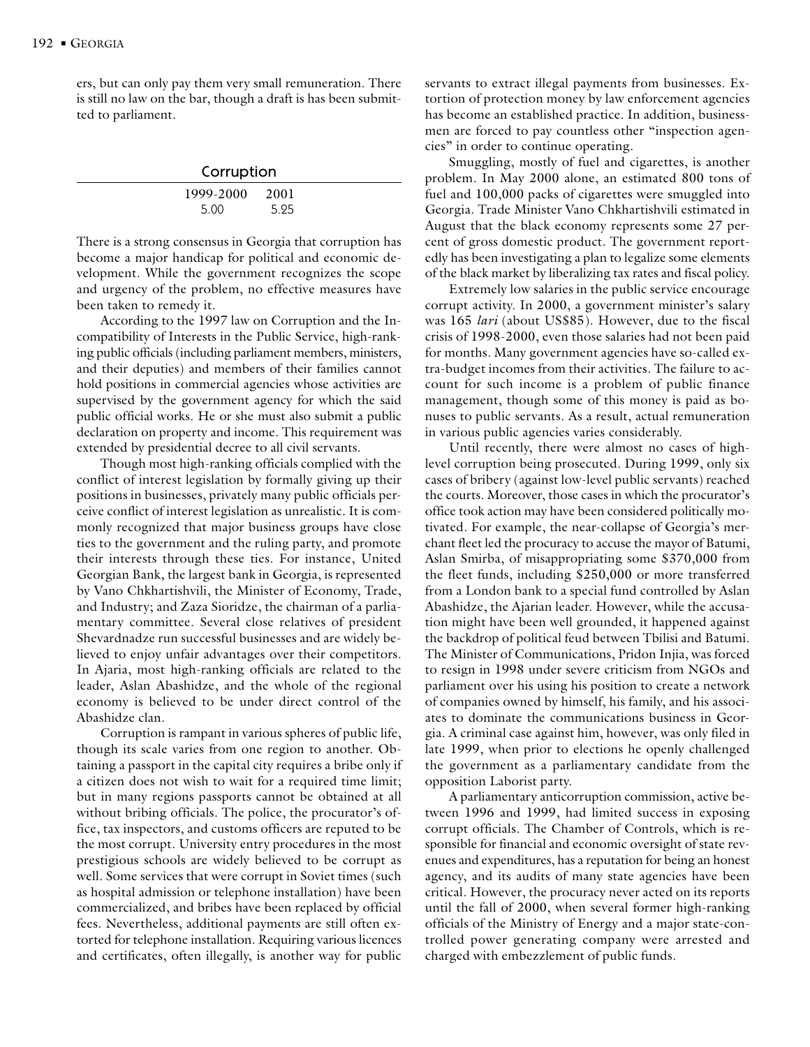ers, but can only pay them very small remuneration. There is still no law on the bar, though a draft is has been submitted to parliament.

## Corruption

| 1999-2000 | 2001 |
|---|---|
| 5.00 | 5.25 |

There is a strong consensus in Georgia that corruption has become a major handicap for political and economic development. While the government recognizes the scope and urgency of the problem, no effective measures have been taken to remedy it.

According to the 1997 law on Corruption and the Incompatibility of Interests in the Public Service, high-ranking public officials (including parliament members, ministers, and their deputies) and members of their families cannot hold positions in commercial agencies whose activities are supervised by the government agency for which the said public official works. He or she must also submit a public declaration on property and income. This requirement was extended by presidential decree to all civil servants.

Though most high-ranking officials complied with the conflict of interest legislation by formally giving up their positions in businesses, privately many public officials perceive conflict of interest legislation as unrealistic. It is commonly recognized that major business groups have close ties to the government and the ruling party, and promote their interests through these ties. For instance, United Georgian Bank, the largest bank in Georgia, is represented by Vano Chkhartishvili, the Minister of Economy, Trade, and Industry; and Zaza Sioridze, the chairman of a parliamentary committee. Several close relatives of president Shevardnadze run successful businesses and are widely believed to enjoy unfair advantages over their competitors. In Ajaria, most high-ranking officials are related to the leader, Aslan Abashidze, and the whole of the regional economy is believed to be under direct control of the Abashidze clan.

Corruption is rampant in various spheres of public life, though its scale varies from one region to another. Obtaining a passport in the capital city requires a bribe only if a citizen does not wish to wait for a required time limit; but in many regions passports cannot be obtained at all without bribing officials. The police, the procurator's office, tax inspectors, and customs officers are reputed to be the most corrupt. University entry procedures in the most prestigious schools are widely believed to be corrupt as well. Some services that were corrupt in Soviet times (such as hospital admission or telephone installation) have been commercialized, and bribes have been replaced by official fees. Nevertheless, additional payments are still often extorted for telephone installation. Requiring various licences and certificates, often illegally, is another way for public servants to extract illegal payments from businesses. Extortion of protection money by law enforcement agencies has become an established practice. In addition, businessmen are forced to pay countless other "inspection agencies" in order to continue operating.

Smuggling, mostly of fuel and cigarettes, is another problem. In May 2000 alone, an estimated 800 tons of fuel and 100,000 packs of cigarettes were smuggled into Georgia. Trade Minister Vano Chkhartishvili estimated in August that the black economy represents some 27 percent of gross domestic product. The government reportedly has been investigating a plan to legalize some elements of the black market by liberalizing tax rates and fiscal policy.

Extremely low salaries in the public service encourage corrupt activity. In 2000, a government minister's salary was 165 *lari* (about US$85). However, due to the fiscal crisis of 1998-2000, even those salaries had not been paid for months. Many government agencies have so-called extra-budget incomes from their activities. The failure to account for such income is a problem of public finance management, though some of this money is paid as bonuses to public servants. As a result, actual remuneration in various public agencies varies considerably.

Until recently, there were almost no cases of high-level corruption being prosecuted. During 1999, only six cases of bribery (against low-level public servants) reached the courts. Moreover, those cases in which the procurator's office took action may have been considered politically motivated. For example, the near-collapse of Georgia's merchant fleet led the procuracy to accuse the mayor of Batumi, Aslan Smirba, of misappropriating some $370,000 from the fleet funds, including $250,000 or more transferred from a London bank to a special fund controlled by Aslan Abashidze, the Ajarian leader. However, while the accusation might have been well grounded, it happened against the backdrop of political feud between Tbilisi and Batumi. The Minister of Communications, Pridon Injia, was forced to resign in 1998 under severe criticism from NGOs and parliament over his using his position to create a network of companies owned by himself, his family, and his associates to dominate the communications business in Georgia. A criminal case against him, however, was only filed in late 1999, when prior to elections he openly challenged the government as a parliamentary candidate from the opposition Laborist party.

A parliamentary anticorruption commission, active between 1996 and 1999, had limited success in exposing corrupt officials. The Chamber of Controls, which is responsible for financial and economic oversight of state revenues and expenditures, has a reputation for being an honest agency, and its audits of many state agencies have been critical. However, the procuracy never acted on its reports until the fall of 2000, when several former high-ranking officials of the Ministry of Energy and a major state-controlled power generating company were arrested and charged with embezzlement of public funds.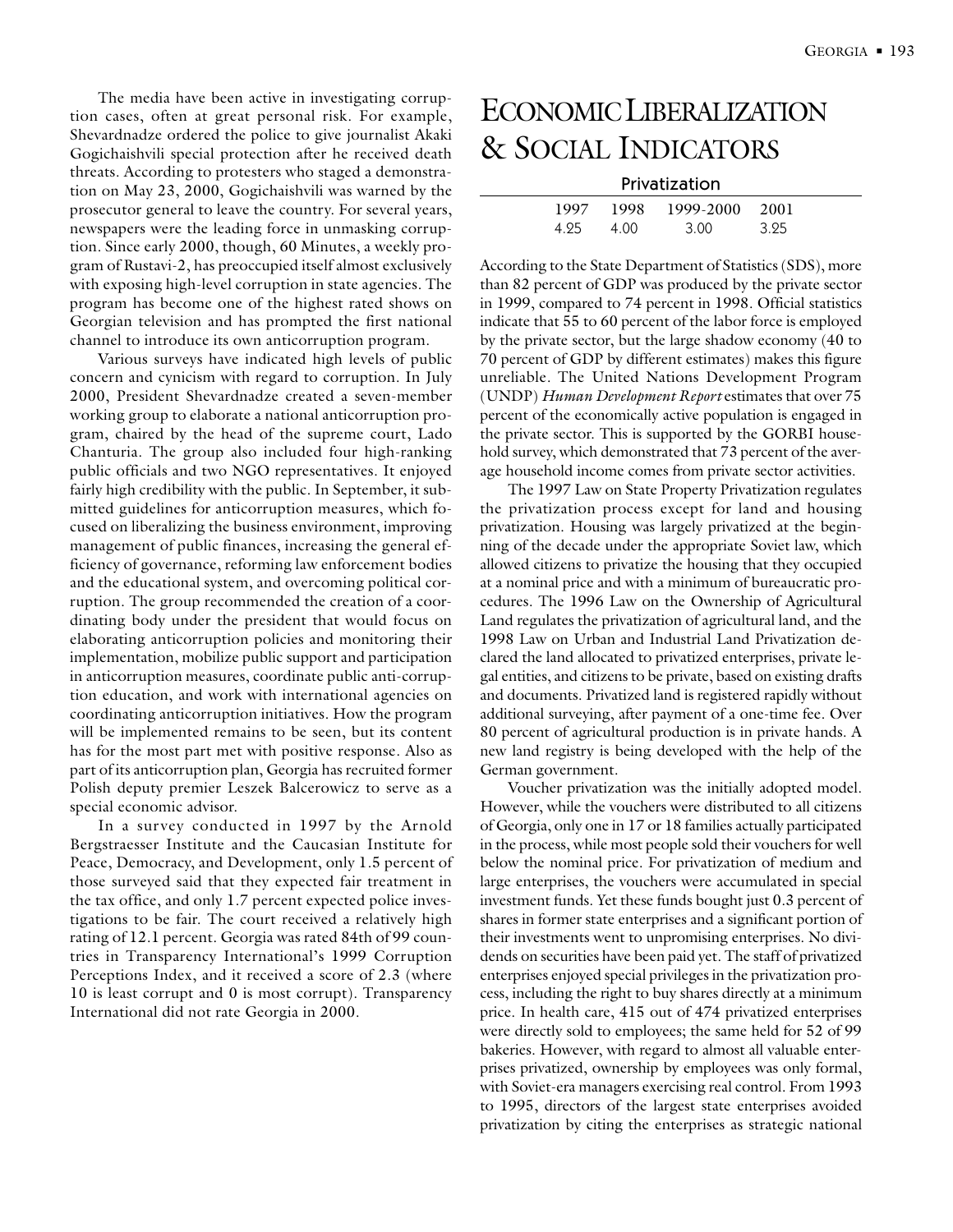The media have been active in investigating corruption cases, often at great personal risk. For example, Shevardnadze ordered the police to give journalist Akaki Gogichaishvili special protection after he received death threats. According to protesters who staged a demonstration on May 23, 2000, Gogichaishvili was warned by the prosecutor general to leave the country. For several years, newspapers were the leading force in unmasking corruption. Since early 2000, though, 60 Minutes, a weekly program of Rustavi-2, has preoccupied itself almost exclusively with exposing high-level corruption in state agencies. The program has become one of the highest rated shows on Georgian television and has prompted the first national channel to introduce its own anticorruption program.

Various surveys have indicated high levels of public concern and cynicism with regard to corruption. In July 2000, President Shevardnadze created a seven-member working group to elaborate a national anticorruption program, chaired by the head of the supreme court, Lado Chanturia. The group also included four high-ranking public officials and two NGO representatives. It enjoyed fairly high credibility with the public. In September, it submitted guidelines for anticorruption measures, which focused on liberalizing the business environment, improving management of public finances, increasing the general efficiency of governance, reforming law enforcement bodies and the educational system, and overcoming political corruption. The group recommended the creation of a coordinating body under the president that would focus on elaborating anticorruption policies and monitoring their implementation, mobilize public support and participation in anticorruption measures, coordinate public anti-corruption education, and work with international agencies on coordinating anticorruption initiatives. How the program will be implemented remains to be seen, but its content has for the most part met with positive response. Also as part of its anticorruption plan, Georgia has recruited former Polish deputy premier Leszek Balcerowicz to serve as a special economic advisor.

In a survey conducted in 1997 by the Arnold Bergstraesser Institute and the Caucasian Institute for Peace, Democracy, and Development, only 1.5 percent of those surveyed said that they expected fair treatment in the tax office, and only 1.7 percent expected police investigations to be fair. The court received a relatively high rating of 12.1 percent. Georgia was rated 84th of 99 countries in Transparency International's 1999 Corruption Perceptions Index, and it received a score of 2.3 (where 10 is least corrupt and 0 is most corrupt). Transparency International did not rate Georgia in 2000.

# Economic Liberalization & Social Indicators

**Privatization**

| 1997 | 1998 | 1999-2000 | 2001 |
|---|---|---|---|
| 4.25 | 4.00 | 3.00 | 3.25 |

According to the State Department of Statistics (SDS), more than 82 percent of GDP was produced by the private sector in 1999, compared to 74 percent in 1998. Official statistics indicate that 55 to 60 percent of the labor force is employed by the private sector, but the large shadow economy (40 to 70 percent of GDP by different estimates) makes this figure unreliable. The United Nations Development Program (UNDP) *Human Development Report* estimates that over 75 percent of the economically active population is engaged in the private sector. This is supported by the GORBI household survey, which demonstrated that 73 percent of the average household income comes from private sector activities.

The 1997 Law on State Property Privatization regulates the privatization process except for land and housing privatization. Housing was largely privatized at the beginning of the decade under the appropriate Soviet law, which allowed citizens to privatize the housing that they occupied at a nominal price and with a minimum of bureaucratic procedures. The 1996 Law on the Ownership of Agricultural Land regulates the privatization of agricultural land, and the 1998 Law on Urban and Industrial Land Privatization declared the land allocated to privatized enterprises, private legal entities, and citizens to be private, based on existing drafts and documents. Privatized land is registered rapidly without additional surveying, after payment of a one-time fee. Over 80 percent of agricultural production is in private hands. A new land registry is being developed with the help of the German government.

Voucher privatization was the initially adopted model. However, while the vouchers were distributed to all citizens of Georgia, only one in 17 or 18 families actually participated in the process, while most people sold their vouchers for well below the nominal price. For privatization of medium and large enterprises, the vouchers were accumulated in special investment funds. Yet these funds bought just 0.3 percent of shares in former state enterprises and a significant portion of their investments went to unpromising enterprises. No dividends on securities have been paid yet. The staff of privatized enterprises enjoyed special privileges in the privatization process, including the right to buy shares directly at a minimum price. In health care, 415 out of 474 privatized enterprises were directly sold to employees; the same held for 52 of 99 bakeries. However, with regard to almost all valuable enterprises privatized, ownership by employees was only formal, with Soviet-era managers exercising real control. From 1993 to 1995, directors of the largest state enterprises avoided privatization by citing the enterprises as strategic national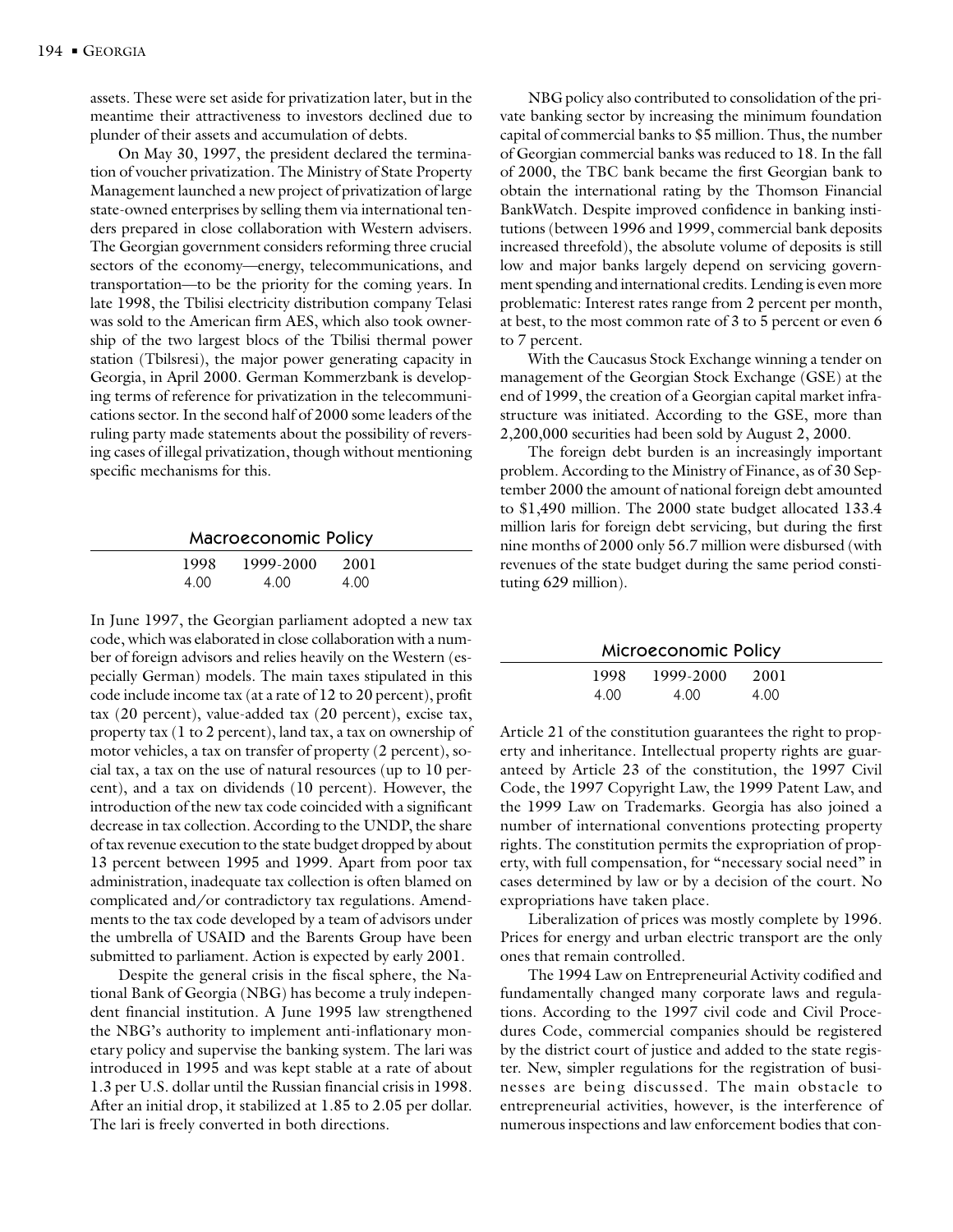assets. These were set aside for privatization later, but in the meantime their attractiveness to investors declined due to plunder of their assets and accumulation of debts.

On May 30, 1997, the president declared the termination of voucher privatization. The Ministry of State Property Management launched a new project of privatization of large state-owned enterprises by selling them via international tenders prepared in close collaboration with Western advisers. The Georgian government considers reforming three crucial sectors of the economy—energy, telecommunications, and transportation—to be the priority for the coming years. In late 1998, the Tbilisi electricity distribution company Telasi was sold to the American firm AES, which also took ownership of the two largest blocs of the Tbilisi thermal power station (Tbilsresi), the major power generating capacity in Georgia, in April 2000. German Kommerzbank is developing terms of reference for privatization in the telecommunications sector. In the second half of 2000 some leaders of the ruling party made statements about the possibility of reversing cases of illegal privatization, though without mentioning specific mechanisms for this.

## Macroeconomic Policy

| 1998 | 1999-2000 | 2001 |
|---|---|---|
| 4.00 | 4.00 | 4.00 |

In June 1997, the Georgian parliament adopted a new tax code, which was elaborated in close collaboration with a number of foreign advisors and relies heavily on the Western (especially German) models. The main taxes stipulated in this code include income tax (at a rate of 12 to 20 percent), profit tax (20 percent), value-added tax (20 percent), excise tax, property tax (1 to 2 percent), land tax, a tax on ownership of motor vehicles, a tax on transfer of property (2 percent), social tax, a tax on the use of natural resources (up to 10 percent), and a tax on dividends (10 percent). However, the introduction of the new tax code coincided with a significant decrease in tax collection. According to the UNDP, the share of tax revenue execution to the state budget dropped by about 13 percent between 1995 and 1999. Apart from poor tax administration, inadequate tax collection is often blamed on complicated and/or contradictory tax regulations. Amendments to the tax code developed by a team of advisors under the umbrella of USAID and the Barents Group have been submitted to parliament. Action is expected by early 2001.

Despite the general crisis in the fiscal sphere, the National Bank of Georgia (NBG) has become a truly independent financial institution. A June 1995 law strengthened the NBG's authority to implement anti-inflationary monetary policy and supervise the banking system. The lari was introduced in 1995 and was kept stable at a rate of about 1.3 per U.S. dollar until the Russian financial crisis in 1998. After an initial drop, it stabilized at 1.85 to 2.05 per dollar. The lari is freely converted in both directions.

NBG policy also contributed to consolidation of the private banking sector by increasing the minimum foundation capital of commercial banks to $5 million. Thus, the number of Georgian commercial banks was reduced to 18. In the fall of 2000, the TBC bank became the first Georgian bank to obtain the international rating by the Thomson Financial BankWatch. Despite improved confidence in banking institutions (between 1996 and 1999, commercial bank deposits increased threefold), the absolute volume of deposits is still low and major banks largely depend on servicing government spending and international credits. Lending is even more problematic: Interest rates range from 2 percent per month, at best, to the most common rate of 3 to 5 percent or even 6 to 7 percent.

With the Caucasus Stock Exchange winning a tender on management of the Georgian Stock Exchange (GSE) at the end of 1999, the creation of a Georgian capital market infrastructure was initiated. According to the GSE, more than 2,200,000 securities had been sold by August 2, 2000.

The foreign debt burden is an increasingly important problem. According to the Ministry of Finance, as of 30 September 2000 the amount of national foreign debt amounted to $1,490 million. The 2000 state budget allocated 133.4 million laris for foreign debt servicing, but during the first nine months of 2000 only 56.7 million were disbursed (with revenues of the state budget during the same period constituting 629 million).

## Microeconomic Policy

| 1998 | 1999-2000 | 2001 |
|---|---|---|
| 4.00 | 4.00 | 4.00 |

Article 21 of the constitution guarantees the right to property and inheritance. Intellectual property rights are guaranteed by Article 23 of the constitution, the 1997 Civil Code, the 1997 Copyright Law, the 1999 Patent Law, and the 1999 Law on Trademarks. Georgia has also joined a number of international conventions protecting property rights. The constitution permits the expropriation of property, with full compensation, for "necessary social need" in cases determined by law or by a decision of the court. No expropriations have taken place.

Liberalization of prices was mostly complete by 1996. Prices for energy and urban electric transport are the only ones that remain controlled.

The 1994 Law on Entrepreneurial Activity codified and fundamentally changed many corporate laws and regulations. According to the 1997 civil code and Civil Procedures Code, commercial companies should be registered by the district court of justice and added to the state register. New, simpler regulations for the registration of businesses are being discussed. The main obstacle to entrepreneurial activities, however, is the interference of numerous inspections and law enforcement bodies that con-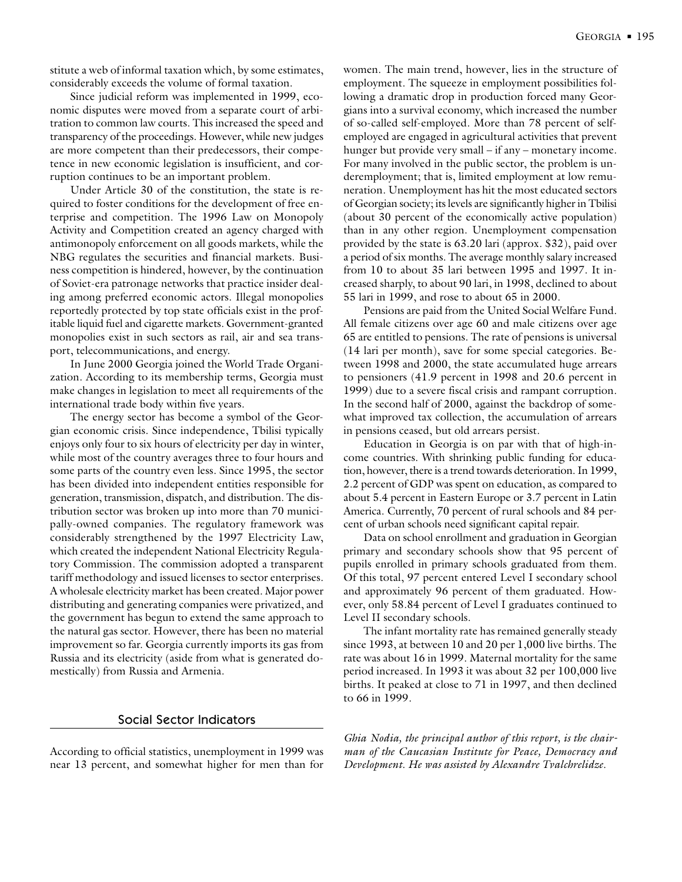stitute a web of informal taxation which, by some estimates, considerably exceeds the volume of formal taxation.

Since judicial reform was implemented in 1999, economic disputes were moved from a separate court of arbitration to common law courts. This increased the speed and transparency of the proceedings. However, while new judges are more competent than their predecessors, their competence in new economic legislation is insufficient, and corruption continues to be an important problem.

Under Article 30 of the constitution, the state is required to foster conditions for the development of free enterprise and competition. The 1996 Law on Monopoly Activity and Competition created an agency charged with antimonopoly enforcement on all goods markets, while the NBG regulates the securities and financial markets. Business competition is hindered, however, by the continuation of Soviet-era patronage networks that practice insider dealing among preferred economic actors. Illegal monopolies reportedly protected by top state officials exist in the profitable liquid fuel and cigarette markets. Government-granted monopolies exist in such sectors as rail, air and sea transport, telecommunications, and energy.

In June 2000 Georgia joined the World Trade Organization. According to its membership terms, Georgia must make changes in legislation to meet all requirements of the international trade body within five years.

The energy sector has become a symbol of the Georgian economic crisis. Since independence, Tbilisi typically enjoys only four to six hours of electricity per day in winter, while most of the country averages three to four hours and some parts of the country even less. Since 1995, the sector has been divided into independent entities responsible for generation, transmission, dispatch, and distribution. The distribution sector was broken up into more than 70 municipally-owned companies. The regulatory framework was considerably strengthened by the 1997 Electricity Law, which created the independent National Electricity Regulatory Commission. The commission adopted a transparent tariff methodology and issued licenses to sector enterprises. A wholesale electricity market has been created. Major power distributing and generating companies were privatized, and the government has begun to extend the same approach to the natural gas sector. However, there has been no material improvement so far. Georgia currently imports its gas from Russia and its electricity (aside from what is generated domestically) from Russia and Armenia.

## Social Sector Indicators

According to official statistics, unemployment in 1999 was near 13 percent, and somewhat higher for men than for women. The main trend, however, lies in the structure of employment. The squeeze in employment possibilities following a dramatic drop in production forced many Georgians into a survival economy, which increased the number of so-called self-employed. More than 78 percent of self-employed are engaged in agricultural activities that prevent hunger but provide very small – if any – monetary income. For many involved in the public sector, the problem is underemployment; that is, limited employment at low remuneration. Unemployment has hit the most educated sectors of Georgian society; its levels are significantly higher in Tbilisi (about 30 percent of the economically active population) than in any other region. Unemployment compensation provided by the state is 63.20 lari (approx. $32), paid over a period of six months. The average monthly salary increased from 10 to about 35 lari between 1995 and 1997. It increased sharply, to about 90 lari, in 1998, declined to about 55 lari in 1999, and rose to about 65 in 2000.

Pensions are paid from the United Social Welfare Fund. All female citizens over age 60 and male citizens over age 65 are entitled to pensions. The rate of pensions is universal (14 lari per month), save for some special categories. Between 1998 and 2000, the state accumulated huge arrears to pensioners (41.9 percent in 1998 and 20.6 percent in 1999) due to a severe fiscal crisis and rampant corruption. In the second half of 2000, against the backdrop of somewhat improved tax collection, the accumulation of arrears in pensions ceased, but old arrears persist.

Education in Georgia is on par with that of high-income countries. With shrinking public funding for education, however, there is a trend towards deterioration. In 1999, 2.2 percent of GDP was spent on education, as compared to about 5.4 percent in Eastern Europe or 3.7 percent in Latin America. Currently, 70 percent of rural schools and 84 percent of urban schools need significant capital repair.

Data on school enrollment and graduation in Georgian primary and secondary schools show that 95 percent of pupils enrolled in primary schools graduated from them. Of this total, 97 percent entered Level I secondary school and approximately 96 percent of them graduated. However, only 58.84 percent of Level I graduates continued to Level II secondary schools.

The infant mortality rate has remained generally steady since 1993, at between 10 and 20 per 1,000 live births. The rate was about 16 in 1999. Maternal mortality for the same period increased. In 1993 it was about 32 per 100,000 live births. It peaked at close to 71 in 1997, and then declined to 66 in 1999.

*Ghia Nodia, the principal author of this report, is the chairman of the Caucasian Institute for Peace, Democracy and Development. He was assisted by Alexandre Tvalchrelidze.*